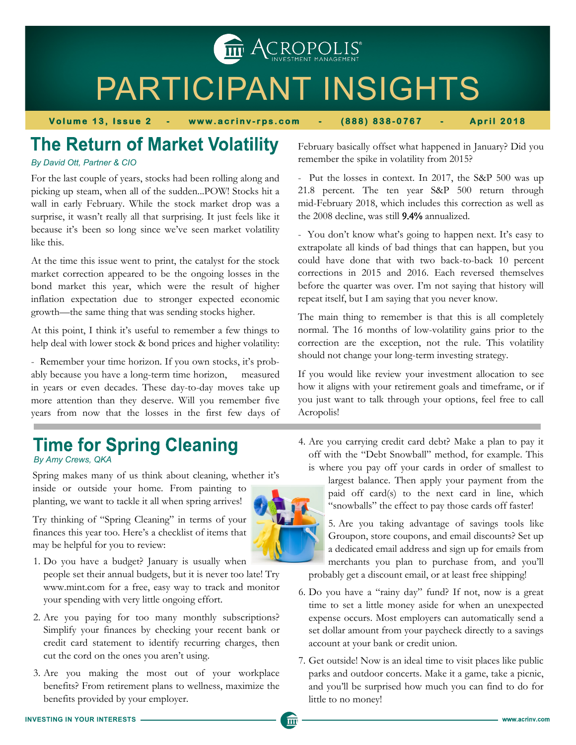# PARTICIPANT INSIGHTS

**Volume 13, Issue 2 - www.acrinv-rps.com - (888) 838-0767 - April 2018**

## The Return of Market Volatility

*By David Ott, Partner & CIO*

For the last couple of years, stocks had been rolling along and picking up steam, when all of the sudden...POW! Stocks hit a wall in early February. While the stock market drop was a surprise, it wasn't really all that surprising. It just feels like it because it's been so long since we've seen market volatility like this.

At the time this issue went to print, the catalyst for the stock market correction appeared to be the ongoing losses in the bond market this year, which were the result of higher inflation expectation due to stronger expected economic growth—the same thing that was sending stocks higher.

At this point, I think it's useful to remember a few things to help deal with lower stock & bond prices and higher volatility:

- Remember your time horizon. If you own stocks, it's probably because you have a long-term time horizon, measured in years or even decades. These day-to-day moves take up more attention than they deserve. Will you remember five years from now that the losses in the first few days of February basically offset what happened in January? Did you remember the spike in volatility from 2015?

- Put the losses in context. In 2017, the S&P 500 was up 21.8 percent. The ten year S&P 500 return through mid-February 2018, which includes this correction as well as the 2008 decline, was still **9.4%** annualized.

- You don't know what's going to happen next. It's easy to extrapolate all kinds of bad things that can happen, but you could have done that with two back-to-back 10 percent corrections in 2015 and 2016. Each reversed themselves before the quarter was over. I'm not saying that history will repeat itself, but I am saying that you never know.

The main thing to remember is that this is all completely normal. The 16 months of low-volatility gains prior to the correction are the exception, not the rule. This volatility should not change your long-term investing strategy.

If you would like review your investment allocation to see how it aligns with your retirement goals and timeframe, or if you just want to talk through your options, feel free to call Acropolis!

## Time for Spring Cleaning

*By Amy Crews, QKA*

Spring makes many of us think about cleaning, whether it's inside or outside your home. From painting to planting, we want to tackle it all when spring arrives!

Try thinking of "Spring Cleaning" in terms of your finances this year too. Here's a checklist of items that may be helpful for you to review:

1. Do you have a budget? January is usually when people set their annual budgets, but it is never too late! Try www.mint.com for a free, easy way to track and monitor your spending with very little ongoing effort.
2. Are you paying for too many monthly subscriptions? Simplify your finances by checking your recent bank or credit card statement to identify recurring charges, then cut the cord on the ones you aren't using.
3. Are you making the most out of your workplace benefits? From retirement plans to wellness, maximize the benefits provided by your employer.
4. Are you carrying credit card debt? Make a plan to pay it off with the "Debt Snowball" method, for example. This is where you pay off your cards in order of smallest to largest balance. Then apply your payment from the paid off card(s) to the next card in line, which "snowballs" the effect to pay those cards off faster!
5. Are you taking advantage of savings tools like Groupon, store coupons, and email discounts? Set up a dedicated email address and sign up for emails from merchants you plan to purchase from, and you'll probably get a discount email, or at least free shipping!
6. Do you have a "rainy day" fund? If not, now is a great time to set a little money aside for when an unexpected expense occurs. Most employers can automatically send a set dollar amount from your paycheck directly to a savings account at your bank or credit union.
7. Get outside! Now is an ideal time to visit places like public parks and outdoor concerts. Make it a game, take a picnic, and you'll be surprised how much you can find to do for little to no money!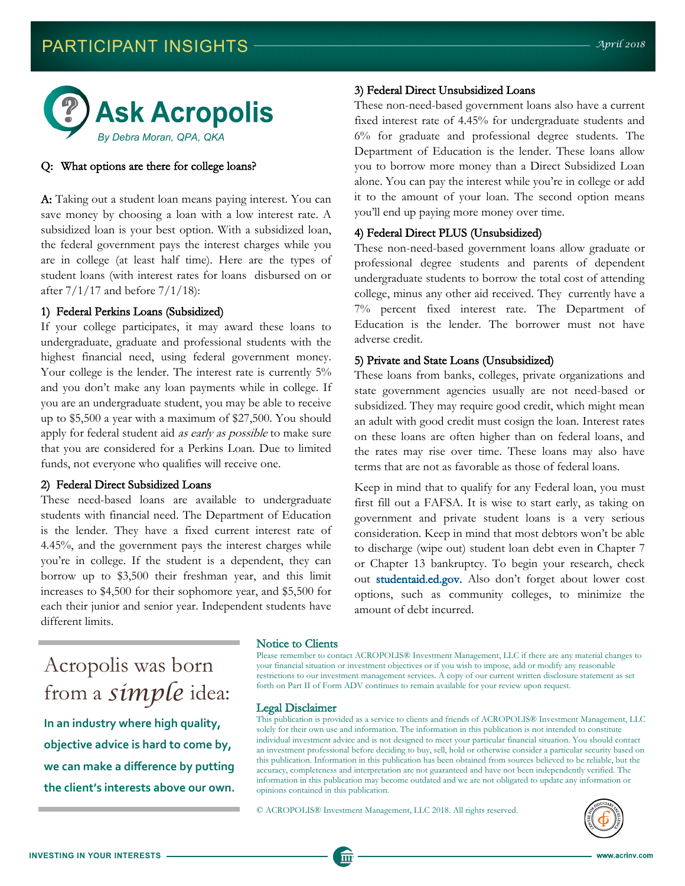# PARTICIPANT INSIGHTS

*April 2018*

## Ask Acropolis

*By Debra Moran, QPA, QKA*

Q: What options are there for college loans?

A: Taking out a student loan means paying interest. You can save money by choosing a loan with a low interest rate. A subsidized loan is your best option. With a subsidized loan, the federal government pays the interest charges while you are in college (at least half time). Here are the types of student loans (with interest rates for loans disbursed on or after 7/1/17 and before 7/1/18):

### 1) Federal Perkins Loans (Subsidized)

If your college participates, it may award these loans to undergraduate, graduate and professional students with the highest financial need, using federal government money. Your college is the lender. The interest rate is currently 5% and you don't make any loan payments while in college. If you are an undergraduate student, you may be able to receive up to $5,500 a year with a maximum of $27,500. You should apply for federal student aid *as early as possible* to make sure that you are considered for a Perkins Loan. Due to limited funds, not everyone who qualifies will receive one.

### 2) Federal Direct Subsidized Loans

These need-based loans are available to undergraduate students with financial need. The Department of Education is the lender. They have a fixed current interest rate of 4.45%, and the government pays the interest charges while you're in college. If the student is a dependent, they can borrow up to $3,500 their freshman year, and this limit increases to $4,500 for their sophomore year, and $5,500 for each their junior and senior year. Independent students have different limits.

### 3) Federal Direct Unsubsidized Loans

These non-need-based government loans also have a current fixed interest rate of 4.45% for undergraduate students and 6% for graduate and professional degree students. The Department of Education is the lender. These loans allow you to borrow more money than a Direct Subsidized Loan alone. You can pay the interest while you're in college or add it to the amount of your loan. The second option means you'll end up paying more money over time.

### 4) Federal Direct PLUS (Unsubsidized)

These non-need-based government loans allow graduate or professional degree students and parents of dependent undergraduate students to borrow the total cost of attending college, minus any other aid received. They currently have a 7% percent fixed interest rate. The Department of Education is the lender. The borrower must not have adverse credit.

### 5) Private and State Loans (Unsubsidized)

These loans from banks, colleges, private organizations and state government agencies usually are not need-based or subsidized. They may require good credit, which might mean an adult with good credit must cosign the loan. Interest rates on these loans are often higher than on federal loans, and the rates may rise over time. These loans may also have terms that are not as favorable as those of federal loans.

Keep in mind that to qualify for any Federal loan, you must first fill out a FAFSA. It is wise to start early, as taking on government and private student loans is a very serious consideration. Keep in mind that most debtors won't be able to discharge (wipe out) student loan debt even in Chapter 7 or Chapter 13 bankruptcy. To begin your research, check out **studentaid.ed.gov.** Also don't forget about lower cost options, such as community colleges, to minimize the amount of debt incurred.

---

Acropolis was born from a *simple* idea:

**In an industry where high quality, objective advice is hard to come by, we can make a difference by putting the client's interests above our own.**

---

### Notice to Clients

Please remember to contact ACROPOLIS® Investment Management, LLC if there are any material changes to your financial situation or investment objectives or if you wish to impose, add or modify any reasonable restrictions to our investment management services. A copy of our current written disclosure statement as set forth on Part II of Form ADV continues to remain available for your review upon request.

### Legal Disclaimer

This publication is provided as a service to clients and friends of ACROPOLIS® Investment Management, LLC solely for their own use and information. The information in this publication is not intended to constitute individual investment advice and is not designed to meet your particular financial situation. You should contact an investment professional before deciding to buy, sell, hold or otherwise consider a particular security based on this publication. Information in this publication has been obtained from sources believed to be reliable, but the accuracy, completeness and interpretation are not guaranteed and have not been independently verified. The information in this publication may become outdated and we are not obligated to update any information or opinions contained in this publication.

© ACROPOLIS® Investment Management, LLC 2018. All rights reserved.

INVESTING IN YOUR INTERESTS — www.acrinv.com